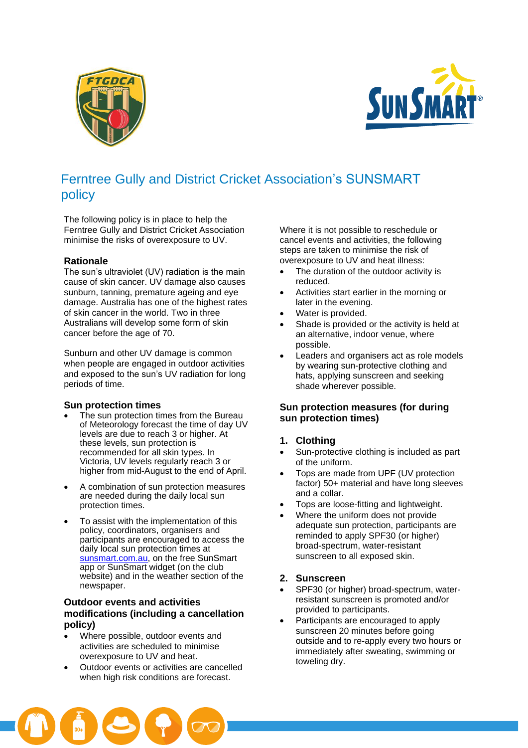# Ferntree Gully and District Cricket Association's SUNSMART policy

The following policy is in place to help the Ferntree Gully and District Cricket Association minimise the risks of overexposure to UV.

## Rationale

The sun's ultraviolet (UV) radiation is the main cause of skin cancer. UV damage also causes sunburn, tanning, premature ageing and eye damage. Australia has one of the highest rates of skin cancer in the world. Two in three Australians will develop some form of skin cancer before the age of 70.

Sunburn and other UV damage is common when people are engaged in outdoor activities and exposed to the sun's UV radiation for long periods of time.

## Sun protection times

- The sun protection times from the Bureau of Meteorology forecast the time of day UV levels are due to reach 3 or higher. At these levels, sun protection is recommended for all skin types. In Victoria, UV levels regularly reach 3 or higher from mid-August to the end of April.
- A combination of sun protection measures are needed during the daily local sun protection times.
- To assist with the implementation of this policy, coordinators, organisers and participants are encouraged to access the daily local sun protection times at sunsmart.com.au, on the free SunSmart app or SunSmart widget (on the club website) and in the weather section of the newspaper.

## Outdoor events and activities modifications (including a cancellation policy)

- Where possible, outdoor events and activities are scheduled to minimise overexposure to UV and heat.
- Outdoor events or activities are cancelled when high risk conditions are forecast.

Where it is not possible to reschedule or cancel events and activities, the following steps are taken to minimise the risk of overexposure to UV and heat illness:

- The duration of the outdoor activity is reduced.
- Activities start earlier in the morning or later in the evening.
- Water is provided.
- Shade is provided or the activity is held at an alternative, indoor venue, where possible.
- Leaders and organisers act as role models by wearing sun-protective clothing and hats, applying sunscreen and seeking shade wherever possible.

## Sun protection measures (for during sun protection times)

### 1. Clothing

- Sun-protective clothing is included as part of the uniform.
- Tops are made from UPF (UV protection factor) 50+ material and have long sleeves and a collar.
- Tops are loose-fitting and lightweight.
- Where the uniform does not provide adequate sun protection, participants are reminded to apply SPF30 (or higher) broad-spectrum, water-resistant sunscreen to all exposed skin.

### 2. Sunscreen

- SPF30 (or higher) broad-spectrum, water-resistant sunscreen is promoted and/or provided to participants.
- Participants are encouraged to apply sunscreen 20 minutes before going outside and to re-apply every two hours or immediately after sweating, swimming or toweling dry.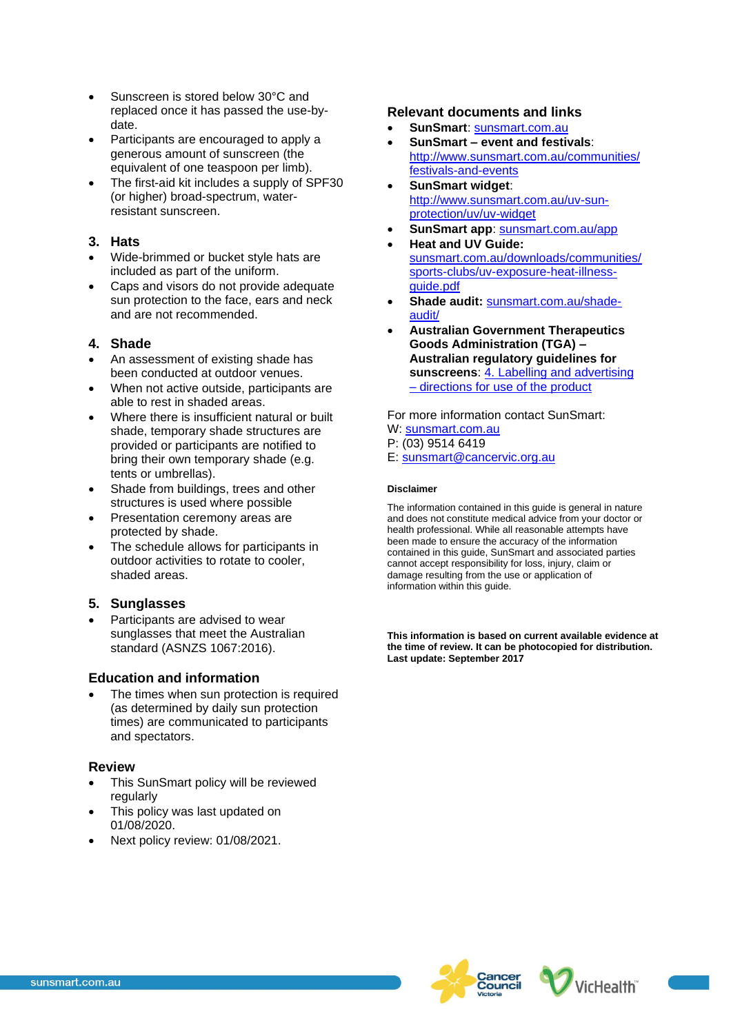- Sunscreen is stored below 30°C and replaced once it has passed the use-by-date.
- Participants are encouraged to apply a generous amount of sunscreen (the equivalent of one teaspoon per limb).
- The first-aid kit includes a supply of SPF30 (or higher) broad-spectrum, water-resistant sunscreen.

### 3. Hats

- Wide-brimmed or bucket style hats are included as part of the uniform.
- Caps and visors do not provide adequate sun protection to the face, ears and neck and are not recommended.

### 4. Shade

- An assessment of existing shade has been conducted at outdoor venues.
- When not active outside, participants are able to rest in shaded areas.
- Where there is insufficient natural or built shade, temporary shade structures are provided or participants are notified to bring their own temporary shade (e.g. tents or umbrellas).
- Shade from buildings, trees and other structures is used where possible
- Presentation ceremony areas are protected by shade.
- The schedule allows for participants in outdoor activities to rotate to cooler, shaded areas.

### 5. Sunglasses

- Participants are advised to wear sunglasses that meet the Australian standard (ASNZS 1067:2016).

## Education and information

- The times when sun protection is required (as determined by daily sun protection times) are communicated to participants and spectators.

## Review

- This SunSmart policy will be reviewed regularly
- This policy was last updated on 01/08/2020.
- Next policy review: 01/08/2021.

## Relevant documents and links

- **SunSmart**: sunsmart.com.au
- **SunSmart – event and festivals**: http://www.sunsmart.com.au/communities/festivals-and-events
- **SunSmart widget**: http://www.sunsmart.com.au/uv-sun-protection/uv/uv-widget
- **SunSmart app**: sunsmart.com.au/app
- **Heat and UV Guide:** sunsmart.com.au/downloads/communities/sports-clubs/uv-exposure-heat-illness-guide.pdf
- **Shade audit:** sunsmart.com.au/shade-audit/
- **Australian Government Therapeutics Goods Administration (TGA) – Australian regulatory guidelines for sunscreens**: 4. Labelling and advertising – directions for use of the product

For more information contact SunSmart:
W: sunsmart.com.au
P: (03) 9514 6419
E: sunsmart@cancervic.org.au

**Disclaimer**

The information contained in this guide is general in nature and does not constitute medical advice from your doctor or health professional. While all reasonable attempts have been made to ensure the accuracy of the information contained in this guide, SunSmart and associated parties cannot accept responsibility for loss, injury, claim or damage resulting from the use or application of information within this guide.

**This information is based on current available evidence at the time of review. It can be photocopied for distribution. Last update: September 2017**